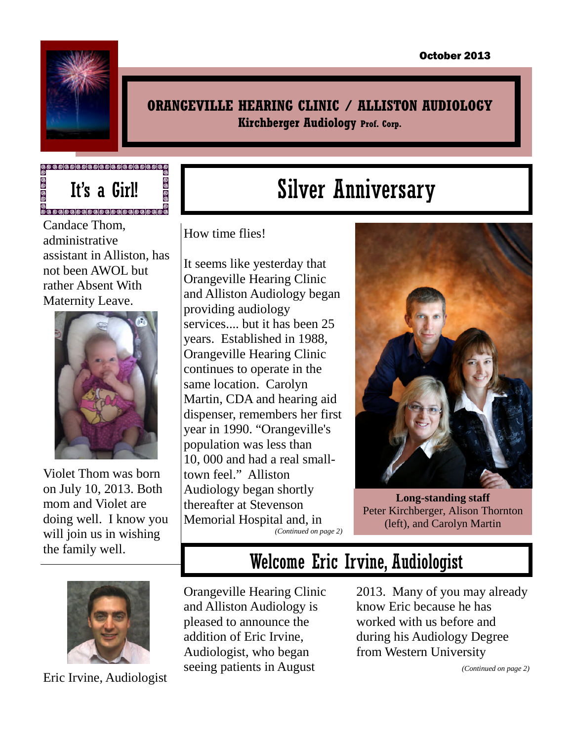October 2013

# ORANGEVILLE HEARING CLINIC / ALLISTON AUDIOLOGY

**Kirchberger Audiology Prof. Corp.**

## It's a Girl!

Candace Thom, administrative assistant in Alliston, has not been AWOL but rather Absent With Maternity Leave.

Violet Thom was born on July 10, 2013. Both mom and Violet are doing well. I know you will join us in wishing the family well.

## Silver Anniversary

How time flies!

It seems like yesterday that Orangeville Hearing Clinic and Alliston Audiology began providing audiology services.... but it has been 25 years. Established in 1988, Orangeville Hearing Clinic continues to operate in the same location. Carolyn Martin, CDA and hearing aid dispenser, remembers her first year in 1990. "Orangeville's population was less than 10, 000 and had a real small-town feel." Alliston Audiology began shortly thereafter at Stevenson Memorial Hospital and, in

*(Continued on page 2)*

**Long-standing staff**
Peter Kirchberger, Alison Thornton (left), and Carolyn Martin

## Welcome Eric Irvine, Audiologist

Orangeville Hearing Clinic and Alliston Audiology is pleased to announce the addition of Eric Irvine, Audiologist, who began seeing patients in August 2013. Many of you may already know Eric because he has worked with us before and during his Audiology Degree from Western University

*(Continued on page 2)*

Eric Irvine, Audiologist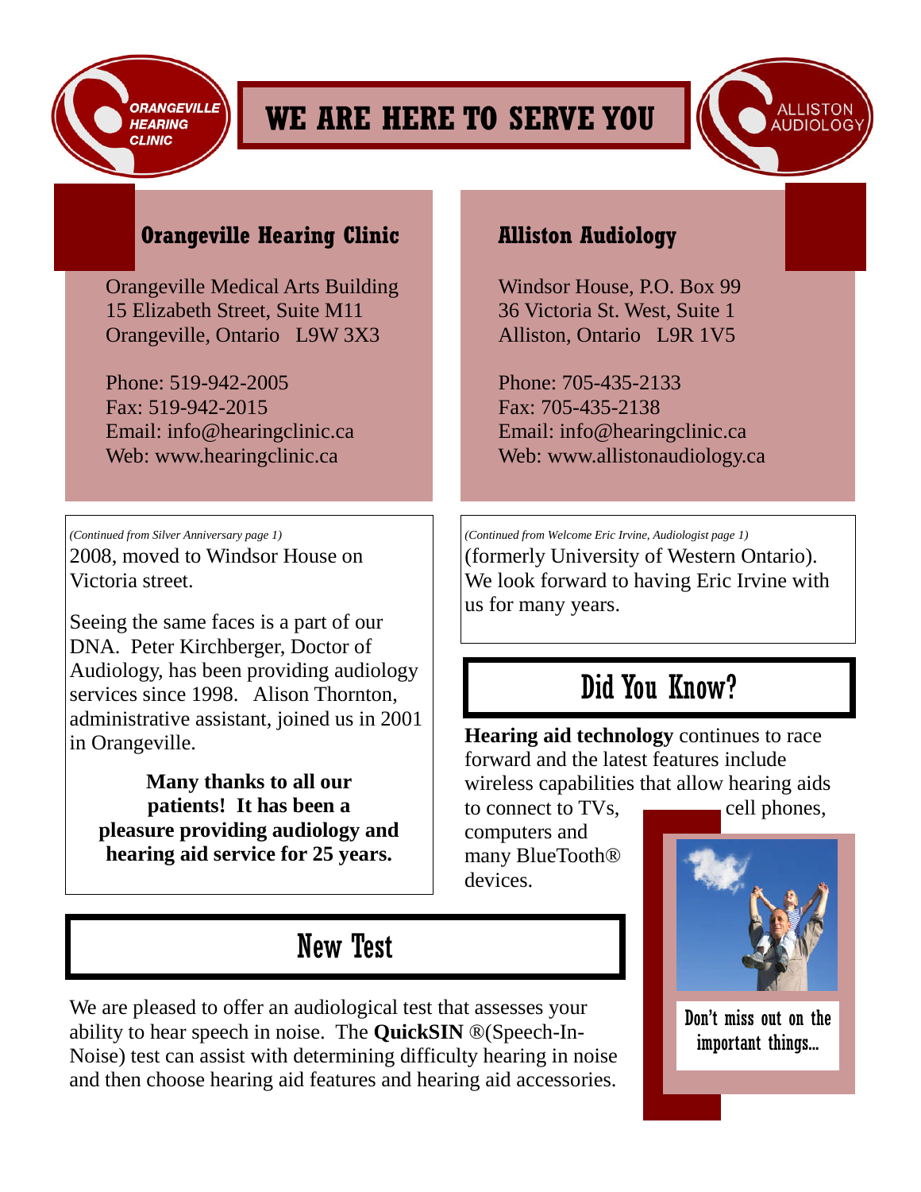ORANGEVILLE HEARING CLINIC

# WE ARE HERE TO SERVE YOU

ALLISTON AUDIOLOGY

## Orangeville Hearing Clinic

Orangeville Medical Arts Building
15 Elizabeth Street, Suite M11
Orangeville, Ontario L9W 3X3

Phone: 519-942-2005
Fax: 519-942-2015
Email: info@hearingclinic.ca
Web: www.hearingclinic.ca

## Alliston Audiology

Windsor House, P.O. Box 99
36 Victoria St. West, Suite 1
Alliston, Ontario L9R 1V5

Phone: 705-435-2133
Fax: 705-435-2138
Email: info@hearingclinic.ca
Web: www.allistonaudiology.ca

*(Continued from Silver Anniversary page 1)*

2008, moved to Windsor House on Victoria street.

Seeing the same faces is a part of our DNA. Peter Kirchberger, Doctor of Audiology, has been providing audiology services since 1998. Alison Thornton, administrative assistant, joined us in 2001 in Orangeville.

**Many thanks to all our patients! It has been a pleasure providing audiology and hearing aid service for 25 years.**

*(Continued from Welcome Eric Irvine, Audiologist page 1)*

(formerly University of Western Ontario). We look forward to having Eric Irvine with us for many years.

## Did You Know?

**Hearing aid technology** continues to race forward and the latest features include wireless capabilities that allow hearing aids to connect to TVs, cell phones, computers and many BlueTooth® devices.

Don't miss out on the important things...

## New Test

We are pleased to offer an audiological test that assesses your ability to hear speech in noise. The **QuickSIN** ®(Speech-In-Noise) test can assist with determining difficulty hearing in noise and then choose hearing aid features and hearing aid accessories.